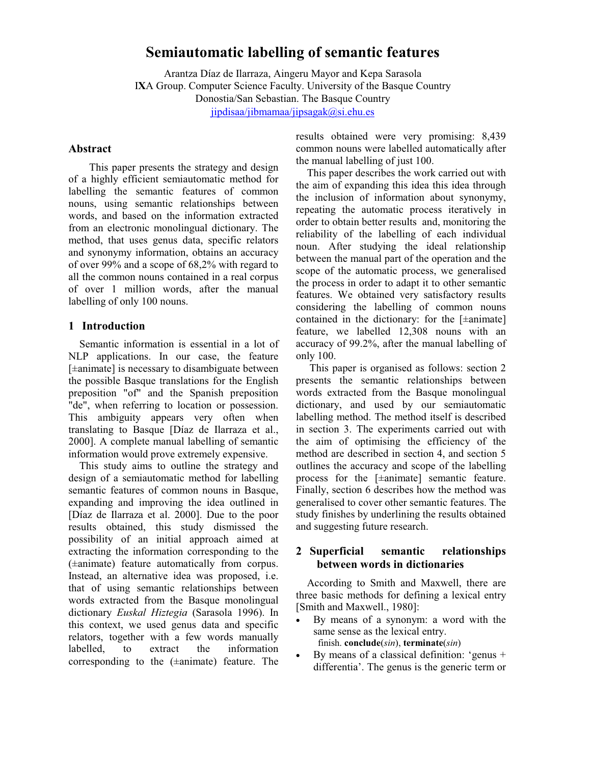# Semiautomatic labelling of semantic features

Arantza Díaz de Ilarraza, Aingeru Mayor and Kepa Sarasola
IXA Group. Computer Science Faculty. University of the Basque Country
Donostia/San Sebastian. The Basque Country
jipdisaa/jibmamaa/jipsagak@si.ehu.es

## Abstract

This paper presents the strategy and design of a highly efficient semiautomatic method for labelling the semantic features of common nouns, using semantic relationships between words, and based on the information extracted from an electronic monolingual dictionary. The method, that uses genus data, specific relators and synonymy information, obtains an accuracy of over 99% and a scope of 68,2% with regard to all the common nouns contained in a real corpus of over 1 million words, after the manual labelling of only 100 nouns.

## 1 Introduction

Semantic information is essential in a lot of NLP applications. In our case, the feature [±animate] is necessary to disambiguate between the possible Basque translations for the English preposition "of" and the Spanish preposition "de", when referring to location or possession. This ambiguity appears very often when translating to Basque [Díaz de Ilarraza et al., 2000]. A complete manual labelling of semantic information would prove extremely expensive.

This study aims to outline the strategy and design of a semiautomatic method for labelling semantic features of common nouns in Basque, expanding and improving the idea outlined in [Díaz de Ilarraza et al. 2000]. Due to the poor results obtained, this study dismissed the possibility of an initial approach aimed at extracting the information corresponding to the (±animate) feature automatically from corpus. Instead, an alternative idea was proposed, i.e. that of using semantic relationships between words extracted from the Basque monolingual dictionary *Euskal Hiztegia* (Sarasola 1996). In this context, we used genus data and specific relators, together with a few words manually labelled, to extract the information corresponding to the (±animate) feature. The results obtained were very promising: 8,439 common nouns were labelled automatically after the manual labelling of just 100.

This paper describes the work carried out with the aim of expanding this idea this idea through the inclusion of information about synonymy, repeating the automatic process iteratively in order to obtain better results and, monitoring the reliability of the labelling of each individual noun. After studying the ideal relationship between the manual part of the operation and the scope of the automatic process, we generalised the process in order to adapt it to other semantic features. We obtained very satisfactory results considering the labelling of common nouns contained in the dictionary: for the [±animate] feature, we labelled 12,308 nouns with an accuracy of 99.2%, after the manual labelling of only 100.

This paper is organised as follows: section 2 presents the semantic relationships between words extracted from the Basque monolingual dictionary, and used by our semiautomatic labelling method. The method itself is described in section 3. The experiments carried out with the aim of optimising the efficiency of the method are described in section 4, and section 5 outlines the accuracy and scope of the labelling process for the [±animate] semantic feature. Finally, section 6 describes how the method was generalised to cover other semantic features. The study finishes by underlining the results obtained and suggesting future research.

## 2 Superficial semantic relationships between words in dictionaries

According to Smith and Maxwell, there are three basic methods for defining a lexical entry [Smith and Maxwell., 1980]:

- By means of a synonym: a word with the same sense as the lexical entry.
  finish. **conclude**(*sin*), **terminate**(*sin*)
- By means of a classical definition: 'genus + differentia'. The genus is the generic term or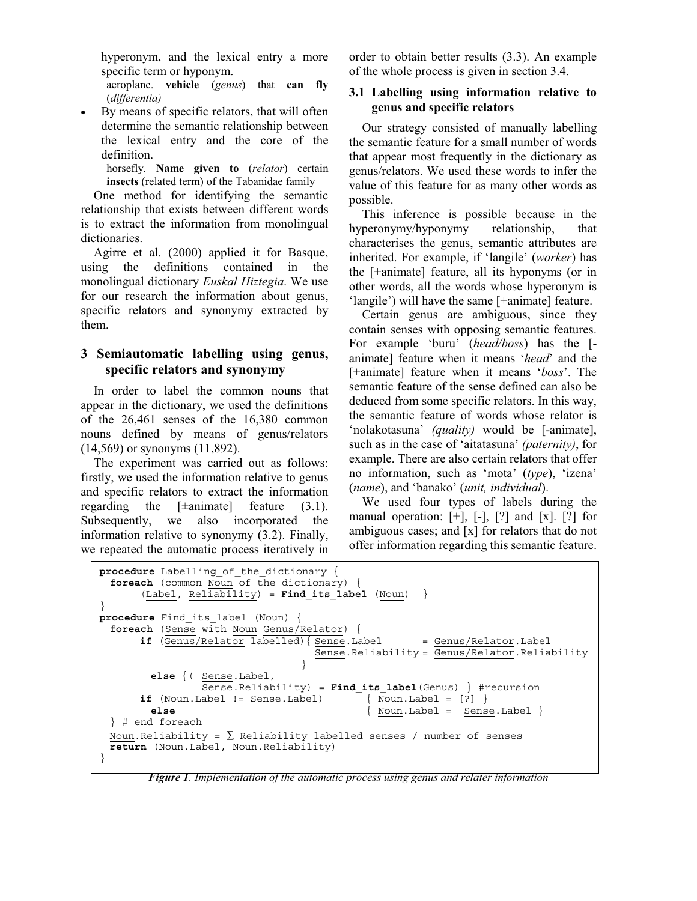hyperonym, and the lexical entry a more specific term or hyponym.

aeroplane. **vehicle** (*genus*) that **can fly** (*differentia)*

- By means of specific relators, that will often determine the semantic relationship between the lexical entry and the core of the definition.

  horsefly. **Name given to** (*relator*) certain **insects** (related term) of the Tabanidae family

One method for identifying the semantic relationship that exists between different words is to extract the information from monolingual dictionaries.

Agirre et al. (2000) applied it for Basque, using the definitions contained in the monolingual dictionary *Euskal Hiztegia*. We use for our research the information about genus, specific relators and synonymy extracted by them.

## 3 Semiautomatic labelling using genus, specific relators and synonymy

In order to label the common nouns that appear in the dictionary, we used the definitions of the 26,461 senses of the 16,380 common nouns defined by means of genus/relators (14,569) or synonyms (11,892).

The experiment was carried out as follows: firstly, we used the information relative to genus and specific relators to extract the information regarding the [±animate] feature (3.1). Subsequently, we also incorporated the information relative to synonymy (3.2). Finally, we repeated the automatic process iteratively in order to obtain better results (3.3). An example of the whole process is given in section 3.4.

### 3.1 Labelling using information relative to genus and specific relators

Our strategy consisted of manually labelling the semantic feature for a small number of words that appear most frequently in the dictionary as genus/relators. We used these words to infer the value of this feature for as many other words as possible.

This inference is possible because in the hyperonymy/hyponymy relationship, that characterises the genus, semantic attributes are inherited. For example, if 'langile' (*worker*) has the [+animate] feature, all its hyponyms (or in other words, all the words whose hyperonym is 'langile') will have the same [+animate] feature.

Certain genus are ambiguous, since they contain senses with opposing semantic features. For example 'buru' (*head/boss*) has the [-animate] feature when it means '*head*' and the [+animate] feature when it means '*boss*'. The semantic feature of the sense defined can also be deduced from some specific relators. In this way, the semantic feature of words whose relator is 'nolakotasuna' *(quality)* would be [-animate], such as in the case of 'aitatasuna' *(paternity)*, for example. There are also certain relators that offer no information, such as 'mota' (*type*), 'izena' (*name*), and 'banako' (*unit, individual*).

We used four types of labels during the manual operation: [+], [-], [?] and [x]. [?] for ambiguous cases; and [x] for relators that do not offer information regarding this semantic feature.

```
procedure Labelling_of_the_dictionary {
  foreach (common Noun of the dictionary) {
       (Label, Reliability) = Find_its_label (Noun)   }
}
procedure Find_its_label (Noun) {
  foreach (Sense with Noun Genus/Relator) {
       if (Genus/Relator labelled){ Sense.Label       = Genus/Relator.Label
                                    Sense.Reliability = Genus/Relator.Reliability
                                  }
         else {( Sense.Label,
                 Sense.Reliability) = Find_its_label(Genus) } #recursion
       if (Noun.Label != Sense.Label)       { Noun.Label = [?] }
         else                               { Noun.Label =  Sense.Label }
  } # end foreach
  Noun.Reliability = Σ Reliability labelled senses / number of senses
  return (Noun.Label, Noun.Reliability)
}
```

***Figure 1****. Implementation of the automatic process using genus and relater information*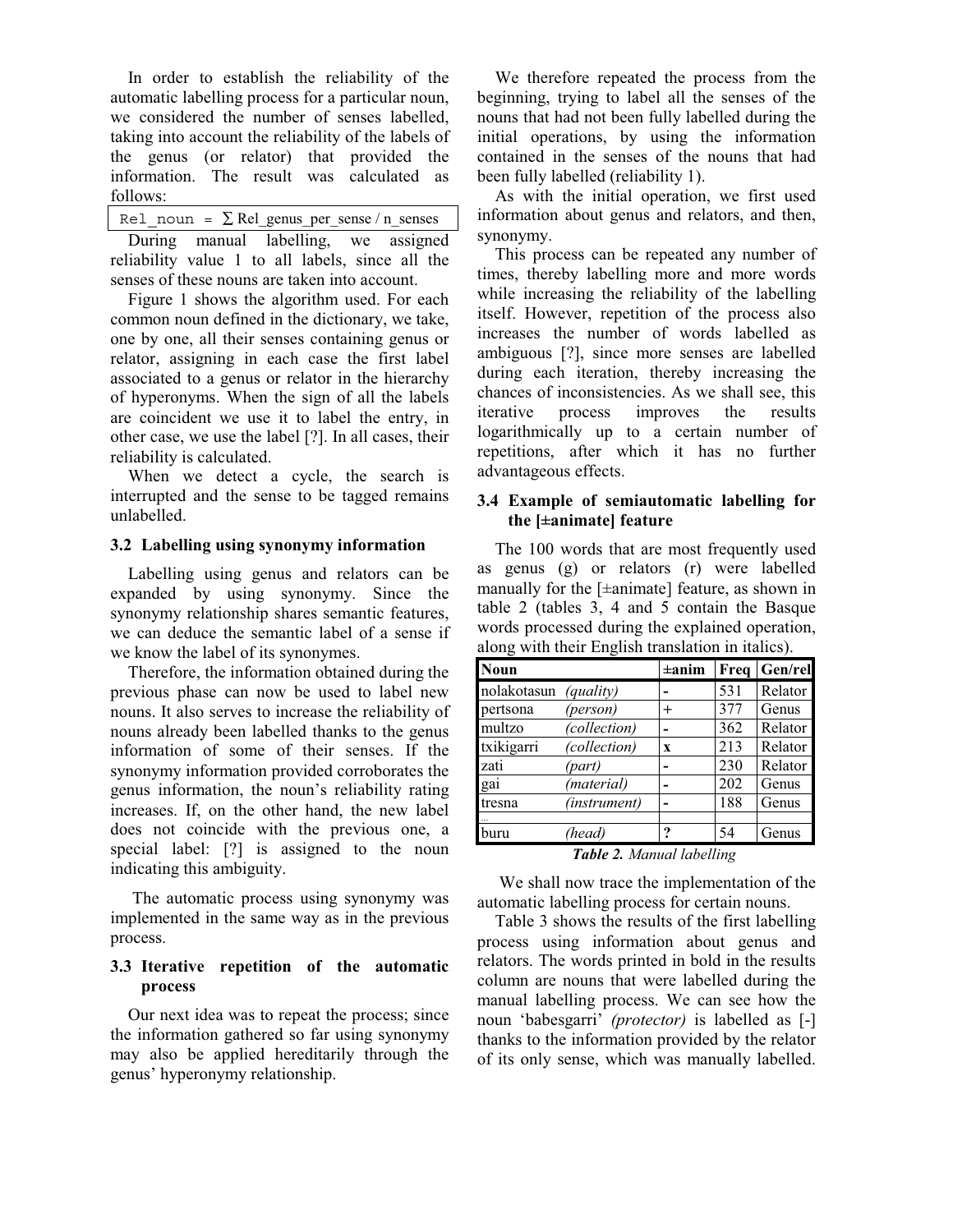In order to establish the reliability of the automatic labelling process for a particular noun, we considered the number of senses labelled, taking into account the reliability of the labels of the genus (or relator) that provided the information. The result was calculated as follows:

$$\text{Rel\_noun} = \sum \text{Rel\_genus\_per\_sense} / \text{n\_senses}$$

During manual labelling, we assigned reliability value 1 to all labels, since all the senses of these nouns are taken into account.

Figure 1 shows the algorithm used. For each common noun defined in the dictionary, we take, one by one, all their senses containing genus or relator, assigning in each case the first label associated to a genus or relator in the hierarchy of hyperonyms. When the sign of all the labels are coincident we use it to label the entry, in other case, we use the label [?]. In all cases, their reliability is calculated.

When we detect a cycle, the search is interrupted and the sense to be tagged remains unlabelled.

### 3.2 Labelling using synonymy information

Labelling using genus and relators can be expanded by using synonymy. Since the synonymy relationship shares semantic features, we can deduce the semantic label of a sense if we know the label of its synonymes.

Therefore, the information obtained during the previous phase can now be used to label new nouns. It also serves to increase the reliability of nouns already been labelled thanks to the genus information of some of their senses. If the synonymy information provided corroborates the genus information, the noun's reliability rating increases. If, on the other hand, the new label does not coincide with the previous one, a special label: [?] is assigned to the noun indicating this ambiguity.

The automatic process using synonymy was implemented in the same way as in the previous process.

### 3.3 Iterative repetition of the automatic process

Our next idea was to repeat the process; since the information gathered so far using synonymy may also be applied hereditarily through the genus' hyperonymy relationship.

We therefore repeated the process from the beginning, trying to label all the senses of the nouns that had not been fully labelled during the initial operations, by using the information contained in the senses of the nouns that had been fully labelled (reliability 1).

As with the initial operation, we first used information about genus and relators, and then, synonymy.

This process can be repeated any number of times, thereby labelling more and more words while increasing the reliability of the labelling itself. However, repetition of the process also increases the number of words labelled as ambiguous [?], since more senses are labelled during each iteration, thereby increasing the chances of inconsistencies. As we shall see, this iterative process improves the results logarithmically up to a certain number of repetitions, after which it has no further advantageous effects.

### 3.4 Example of semiautomatic labelling for the [±animate] feature

The 100 words that are most frequently used as genus (g) or relators (r) were labelled manually for the [±animate] feature, as shown in table 2 (tables 3, 4 and 5 contain the Basque words processed during the explained operation, along with their English translation in italics).

| Noun | | ±anim | Freq | Gen/rel |
|---|---|---|---|---|
| nolakotasun | *(quality)* | - | 531 | Relator |
| pertsona | *(person)* | + | 377 | Genus |
| multzo | *(collection)* | - | 362 | Relator |
| txikigarri | *(collection)* | x | 213 | Relator |
| zati | *(part)* | - | 230 | Relator |
| gai | *(material)* | - | 202 | Genus |
| tresna | *(instrument)* | - | 188 | Genus |
| ... | | | | |
| buru | *(head)* | ? | 54 | Genus |

***Table 2.*** *Manual labelling*

We shall now trace the implementation of the automatic labelling process for certain nouns.

Table 3 shows the results of the first labelling process using information about genus and relators. The words printed in bold in the results column are nouns that were labelled during the manual labelling process. We can see how the noun 'babesgarri' *(protector)* is labelled as [-] thanks to the information provided by the relator of its only sense, which was manually labelled.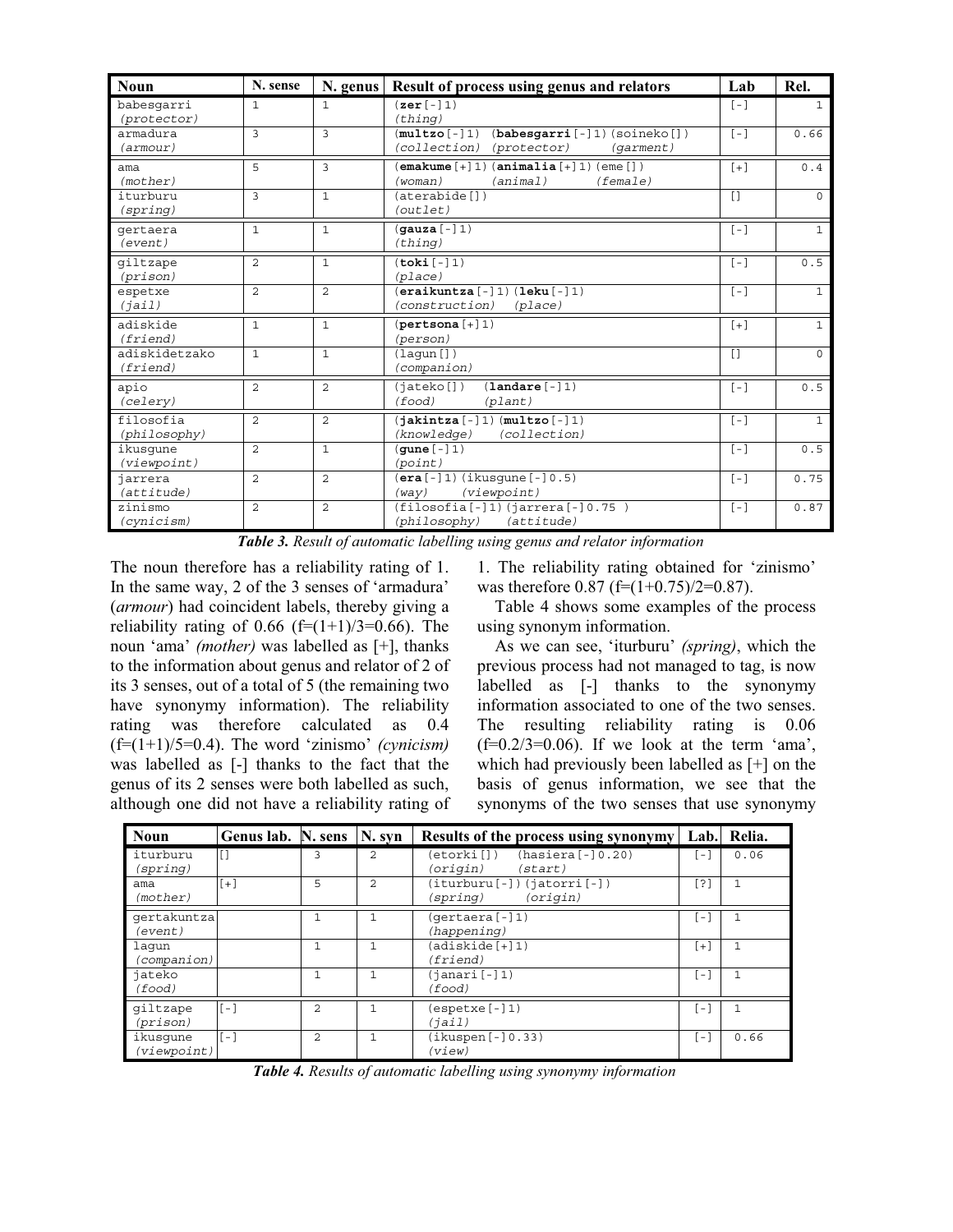| Noun | N. sense | N. genus | Result of process using genus and relators | Lab | Rel. |
|---|---|---|---|---|---|
| babesgarri *(protector)* | 1 | 1 | (**zer**[-]1) *(thing)* | [-] | 1 |
| armadura *(armour)* | 3 | 3 | (**multzo**[-]1) (**babesgarri**[-]1)(soineko[]) *(collection) (protector) (garment)* | [-] | 0.66 |
| ama *(mother)* | 5 | 3 | (**emakume**[+]1)(**animalia**[+]1)(eme[]) *(woman) (animal) (female)* | [+] | 0.4 |
| iturburu *(spring)* | 3 | 1 | (aterabide[]) *(outlet)* | [] | 0 |
| gertaera *(event)* | 1 | 1 | (**gauza**[-]1) *(thing)* | [-] | 1 |
| giltzape *(prison)* | 2 | 1 | (**toki**[-]1) *(place)* | [-] | 0.5 |
| espetxe *(jail)* | 2 | 2 | (**eraikuntza**[-]1)(**leku**[-]1) *(construction) (place)* | [-] | 1 |
| adiskide *(friend)* | 1 | 1 | (**pertsona**[+]1) *(person)* | [+] | 1 |
| adiskidetzako *(friend)* | 1 | 1 | (lagun[]) *(companion)* | [] | 0 |
| apio *(celery)* | 2 | 2 | (jateko[]) (**landare**[-]1) *(food) (plant)* | [-] | 0.5 |
| filosofia *(philosophy)* | 2 | 2 | (**jakintza**[-]1)(**multzo**[-]1) *(knowledge) (collection)* | [-] | 1 |
| ikusgune *(viewpoint)* | 2 | 1 | (**gune**[-]1) *(point)* | [-] | 0.5 |
| jarrera *(attitude)* | 2 | 2 | (**era**[-]1)(ikusgune[-]0.5) *(way) (viewpoint)* | [-] | 0.75 |
| zinismo *(cynicism)* | 2 | 2 | (filosofia[-]1)(jarrera[-]0.75 ) *(philosophy) (attitude)* | [-] | 0.87 |

***Table 3.*** *Result of automatic labelling using genus and relator information*

The noun therefore has a reliability rating of 1. In the same way, 2 of the 3 senses of 'armadura' (*armour*) had coincident labels, thereby giving a reliability rating of 0.66 (f=(1+1)/3=0.66). The noun 'ama' *(mother)* was labelled as [+], thanks to the information about genus and relator of 2 of its 3 senses, out of a total of 5 (the remaining two have synonymy information). The reliability rating was therefore calculated as 0.4 (f=(1+1)/5=0.4). The word 'zinismo' *(cynicism)* was labelled as [-] thanks to the fact that the genus of its 2 senses were both labelled as such, although one did not have a reliability rating of 1. The reliability rating obtained for 'zinismo' was therefore 0.87 (f=(1+0.75)/2=0.87).

Table 4 shows some examples of the process using synonym information.

As we can see, 'iturburu' *(spring)*, which the previous process had not managed to tag, is now labelled as [-] thanks to the synonymy information associated to one of the two senses. The resulting reliability rating is 0.06 (f=0.2/3=0.06). If we look at the term 'ama', which had previously been labelled as [+] on the basis of genus information, we see that the synonyms of the two senses that use synonymy

| Noun | Genus lab. | N. sens | N. syn | Results of the process using synonymy | Lab. | Relia. |
|---|---|---|---|---|---|---|
| iturburu *(spring)* | [] | 3 | 2 | (etorki[]) (hasiera[-]0.20) *(origin) (start)* | [-] | 0.06 |
| ama *(mother)* | [+] | 5 | 2 | (iturburu[-])(jatorri[-]) *(spring) (origin)* | [?] | 1 |
| gertakuntza *(event)* | | 1 | 1 | (gertaera[-]1) *(happening)* | [-] | 1 |
| lagun *(companion)* | | 1 | 1 | (adiskide[+]1) *(friend)* | [+] | 1 |
| jateko *(food)* | | 1 | 1 | (janari[-]1) *(food)* | [-] | 1 |
| giltzape *(prison)* | [-] | 2 | 1 | (espetxe[-]1) *(jail)* | [-] | 1 |
| ikusgune *(viewpoint)* | [-] | 2 | 1 | (ikuspen[-]0.33) *(view)* | [-] | 0.66 |

***Table 4.*** *Results of automatic labelling using synonymy information*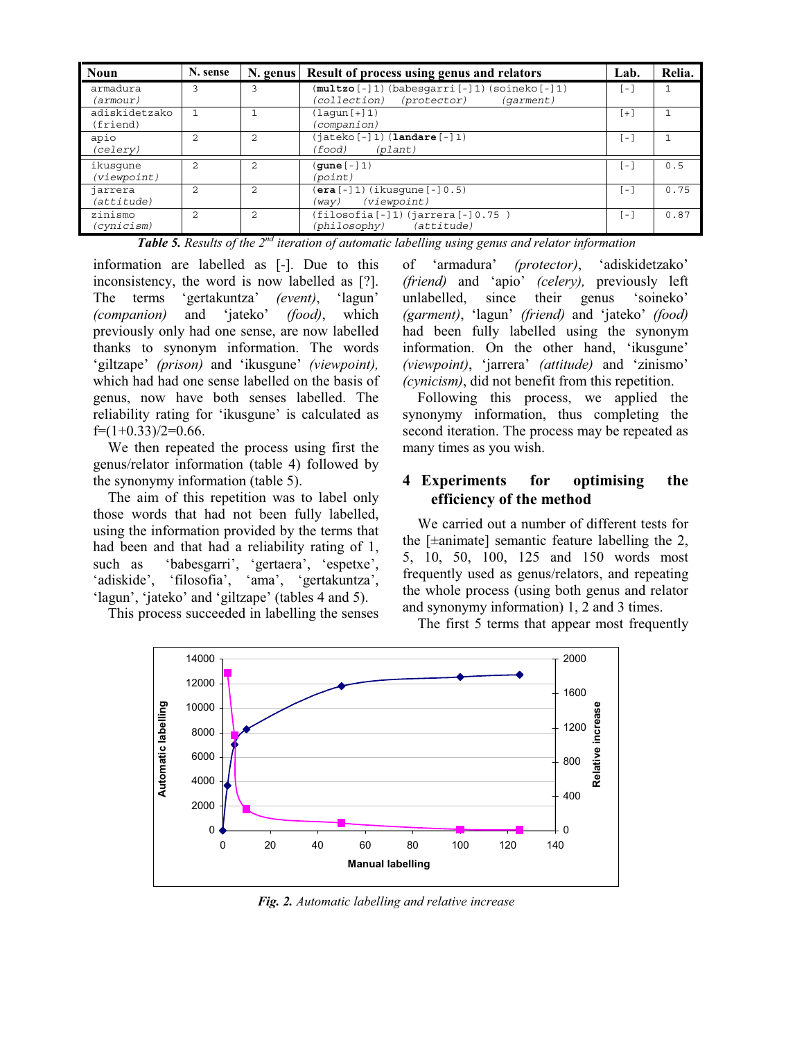| Noun | N. sense | N. genus | Result of process using genus and relators | Lab. | Relia. |
|---|---|---|---|---|---|
| armadura *(armour)* | 3 | 3 | (**multzo**[-]1)(babesgarri[-]1)(soineko[-]1) *(collection) (protector) (garment)* | [-] | 1 |
| adiskidetzako (friend) | 1 | 1 | (lagun[+]1) *(companion)* | [+] | 1 |
| apio *(celery)* | 2 | 2 | (jateko[-]1)(**landare**[-]1) *(food) (plant)* | [-] | 1 |
| ikusgune *(viewpoint)* | 2 | 2 | (**gune**[-]1) *(point)* | [-] | 0.5 |
| jarrera *(attitude)* | 2 | 2 | (**era**[-]1)(ikusgune[-]0.5) *(way) (viewpoint)* | [-] | 0.75 |
| zinismo *(cynicism)* | 2 | 2 | (filosofia[-]1)(jarrera[-]0.75 ) *(philosophy) (attitude)* | [-] | 0.87 |

***Table 5.*** *Results of the 2nd iteration of automatic labelling using genus and relator information*

information are labelled as [-]. Due to this inconsistency, the word is now labelled as [?]. The terms 'gertakuntza' *(event)*, 'lagun' *(companion)* and 'jateko' *(food)*, which previously only had one sense, are now labelled thanks to synonym information. The words 'giltzape' *(prison)* and 'ikusgune' *(viewpoint),* which had had one sense labelled on the basis of genus, now have both senses labelled. The reliability rating for 'ikusgune' is calculated as f=(1+0.33)/2=0.66.

We then repeated the process using first the genus/relator information (table 4) followed by the synonymy information (table 5).

The aim of this repetition was to label only those words that had not been fully labelled, using the information provided by the terms that had been and that had a reliability rating of 1, such as 'babesgarri', 'gertaera', 'espetxe', 'adiskide', 'filosofia', 'ama', 'gertakuntza', 'lagun', 'jateko' and 'giltzape' (tables 4 and 5).

This process succeeded in labelling the senses of 'armadura' *(protector)*, 'adiskidetzako' *(friend)* and 'apio' *(celery),* previously left unlabelled, since their genus 'soineko' *(garment)*, 'lagun' *(friend)* and 'jateko' *(food)* had been fully labelled using the synonym information. On the other hand, 'ikusgune' *(viewpoint)*, 'jarrera' *(attitude)* and 'zinismo' *(cynicism)*, did not benefit from this repetition.

Following this process, we applied the synonymy information, thus completing the second iteration. The process may be repeated as many times as you wish.

## 4 Experiments for optimising the efficiency of the method

We carried out a number of different tests for the [±animate] semantic feature labelling the 2, 5, 10, 50, 100, 125 and 150 words most frequently used as genus/relators, and repeating the whole process (using both genus and relator and synonymy information) 1, 2 and 3 times.

The first 5 terms that appear most frequently

***Fig. 2.*** *Automatic labelling and relative increase*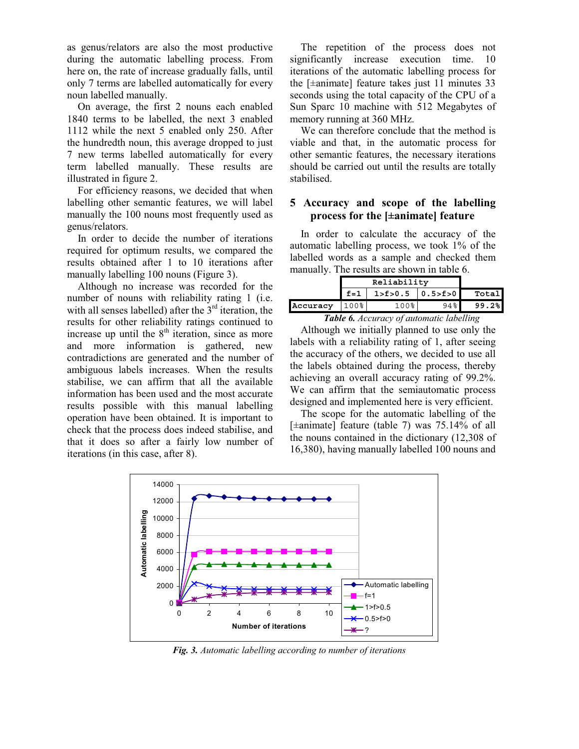as genus/relators are also the most productive during the automatic labelling process. From here on, the rate of increase gradually falls, until only 7 terms are labelled automatically for every noun labelled manually.

On average, the first 2 nouns each enabled 1840 terms to be labelled, the next 3 enabled 1112 while the next 5 enabled only 250. After the hundredth noun, this average dropped to just 7 new terms labelled automatically for every term labelled manually. These results are illustrated in figure 2.

For efficiency reasons, we decided that when labelling other semantic features, we will label manually the 100 nouns most frequently used as genus/relators.

In order to decide the number of iterations required for optimum results, we compared the results obtained after 1 to 10 iterations after manually labelling 100 nouns (Figure 3).

Although no increase was recorded for the number of nouns with reliability rating 1 (i.e. with all senses labelled) after the 3rd iteration, the results for other reliability ratings continued to increase up until the 8th iteration, since as more and more information is gathered, new contradictions are generated and the number of ambiguous labels increases. When the results stabilise, we can affirm that all the available information has been used and the most accurate results possible with this manual labelling operation have been obtained. It is important to check that the process does indeed stabilise, and that it does so after a fairly low number of iterations (in this case, after 8).

The repetition of the process does not significantly increase execution time. 10 iterations of the automatic labelling process for the [±animate] feature takes just 11 minutes 33 seconds using the total capacity of the CPU of a Sun Sparc 10 machine with 512 Megabytes of memory running at 360 MHz.

We can therefore conclude that the method is viable and that, in the automatic process for other semantic features, the necessary iterations should be carried out until the results are totally stabilised.

## 5 Accuracy and scope of the labelling process for the [±animate] feature

In order to calculate the accuracy of the automatic labelling process, we took 1% of the labelled words as a sample and checked them manually. The results are shown in table 6.

| | Reliability | | | |
|---|---|---|---|---|
| | f=1 | 1>f>0.5 | 0.5>f>0 | Total |
| Accuracy | 100% | 100% | 94% | 99.2% |

***Table 6.*** *Accuracy of automatic labelling*

Although we initially planned to use only the labels with a reliability rating of 1, after seeing the accuracy of the others, we decided to use all the labels obtained during the process, thereby achieving an overall accuracy rating of 99.2%. We can affirm that the semiautomatic process designed and implemented here is very efficient.

The scope for the automatic labelling of the [±animate] feature (table 7) was 75.14% of all the nouns contained in the dictionary (12,308 of 16,380), having manually labelled 100 nouns and

***Fig. 3.*** *Automatic labelling according to number of iterations*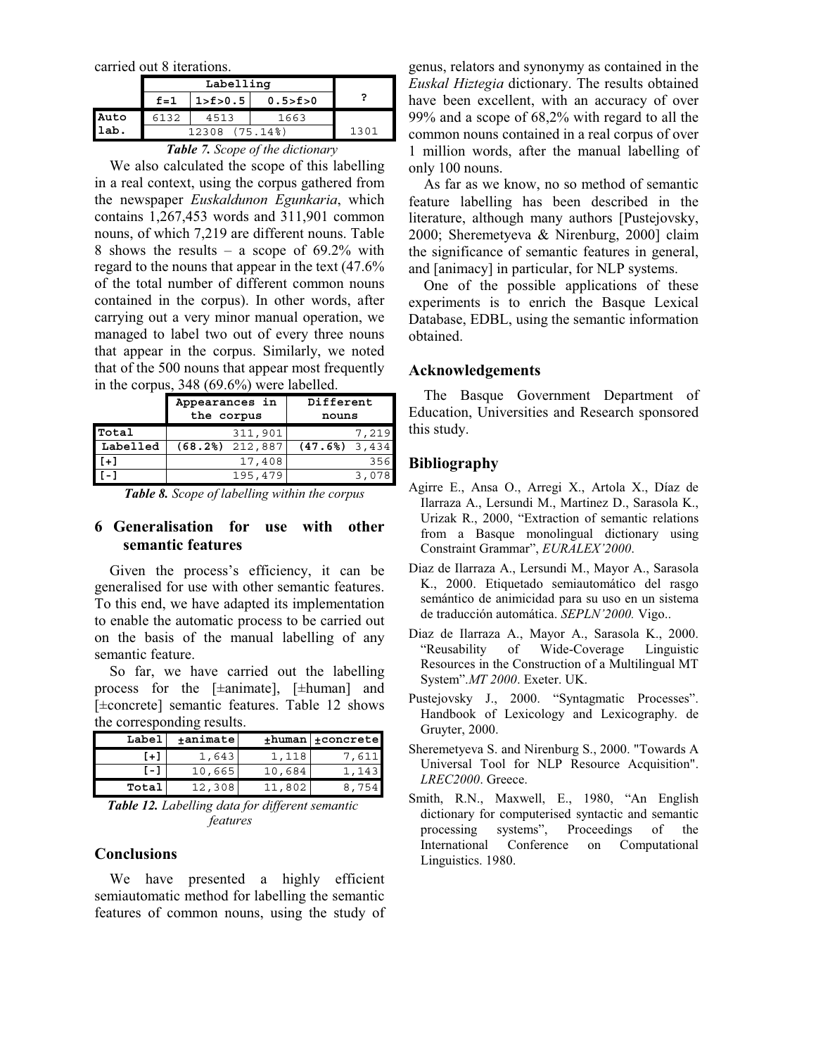carried out 8 iterations.

| | Labelling | | | ? |
|---|---|---|---|---|
| | f=1 | 1>f>0.5 | 0.5>f>0 | |
| Auto | 6132 | 4513 | 1663 | |
| lab. | 12308 (75.14%) | | | 1301 |

*Table 7. Scope of the dictionary*

We also calculated the scope of this labelling in a real context, using the corpus gathered from the newspaper *Euskaldunon Egunkaria*, which contains 1,267,453 words and 311,901 common nouns, of which 7,219 are different nouns. Table 8 shows the results – a scope of 69.2% with regard to the nouns that appear in the text (47.6% of the total number of different common nouns contained in the corpus). In other words, after carrying out a very minor manual operation, we managed to label two out of every three nouns that appear in the corpus. Similarly, we noted that of the 500 nouns that appear most frequently in the corpus, 348 (69.6%) were labelled.

| | Appearances in the corpus | Different nouns |
|---|---|---|
| Total | 311,901 | 7,219 |
| Labelled | (68.2%) 212,887 | (47.6%) 3,434 |
| [+] | 17,408 | 356 |
| [-] | 195,479 | 3,078 |

*Table 8. Scope of labelling within the corpus*

## 6 Generalisation for use with other semantic features

Given the process's efficiency, it can be generalised for use with other semantic features. To this end, we have adapted its implementation to enable the automatic process to be carried out on the basis of the manual labelling of any semantic feature.

So far, we have carried out the labelling process for the [±animate], [±human] and [±concrete] semantic features. Table 12 shows the corresponding results.

| Label | ±animate | ±human | ±concrete |
|---|---|---|---|
| [+] | 1,643 | 1,118 | 7,611 |
| [-] | 10,665 | 10,684 | 1,143 |
| Total | 12,308 | 11,802 | 8,754 |

*Table 12. Labelling data for different semantic features*

## Conclusions

We have presented a highly efficient semiautomatic method for labelling the semantic features of common nouns, using the study of genus, relators and synonymy as contained in the *Euskal Hiztegia* dictionary. The results obtained have been excellent, with an accuracy of over 99% and a scope of 68,2% with regard to all the common nouns contained in a real corpus of over 1 million words, after the manual labelling of only 100 nouns.

As far as we know, no so method of semantic feature labelling has been described in the literature, although many authors [Pustejovsky, 2000; Sheremetyeva & Nirenburg, 2000] claim the significance of semantic features in general, and [animacy] in particular, for NLP systems.

One of the possible applications of these experiments is to enrich the Basque Lexical Database, EDBL, using the semantic information obtained.

## Acknowledgements

The Basque Government Department of Education, Universities and Research sponsored this study.

## Bibliography

Agirre E., Ansa O., Arregi X., Artola X., Díaz de Ilarraza A., Lersundi M., Martinez D., Sarasola K., Urizak R., 2000, "Extraction of semantic relations from a Basque monolingual dictionary using Constraint Grammar", *EURALEX'2000*.

Diaz de Ilarraza A., Lersundi M., Mayor A., Sarasola K., 2000. Etiquetado semiautomático del rasgo semántico de animicidad para su uso en un sistema de traducción automática. *SEPLN'2000.* Vigo..

Diaz de Ilarraza A., Mayor A., Sarasola K., 2000. "Reusability of Wide-Coverage Linguistic Resources in the Construction of a Multilingual MT System".*MT 2000*. Exeter. UK.

Pustejovsky J., 2000. "Syntagmatic Processes". Handbook of Lexicology and Lexicography. de Gruyter, 2000.

Sheremetyeva S. and Nirenburg S., 2000. "Towards A Universal Tool for NLP Resource Acquisition". *LREC2000*. Greece.

Smith, R.N., Maxwell, E., 1980, "An English dictionary for computerised syntactic and semantic processing systems", Proceedings of the International Conference on Computational Linguistics. 1980.